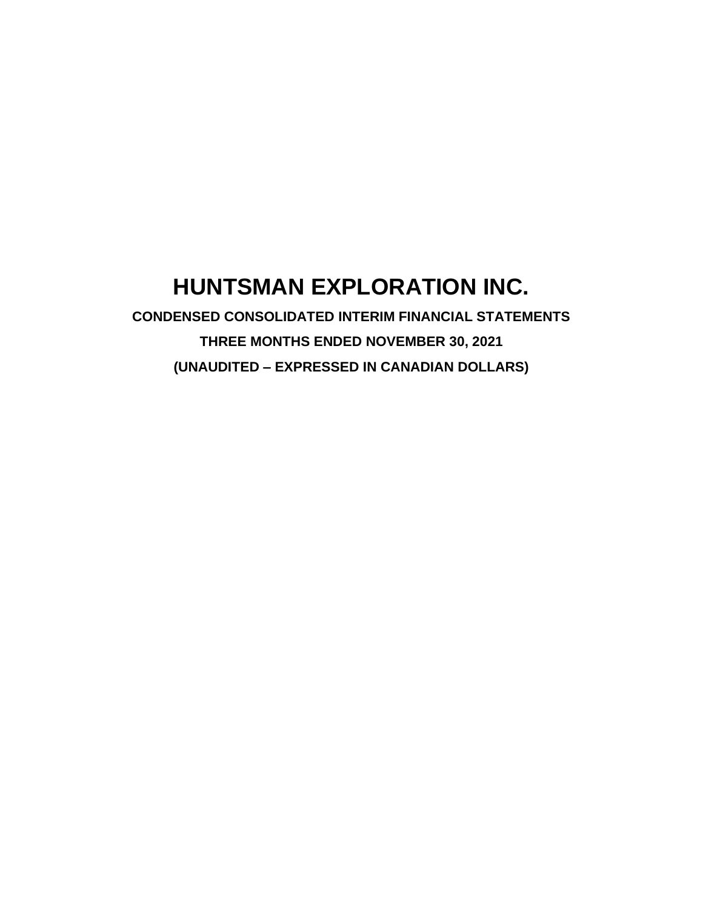# HUNTSMAN EXPLORATION INC.

**CONDENSED CONSOLIDATED INTERIM FINANCIAL STATEMENTS**

**THREE MONTHS ENDED NOVEMBER 30, 2021**

**(UNAUDITED – EXPRESSED IN CANADIAN DOLLARS)**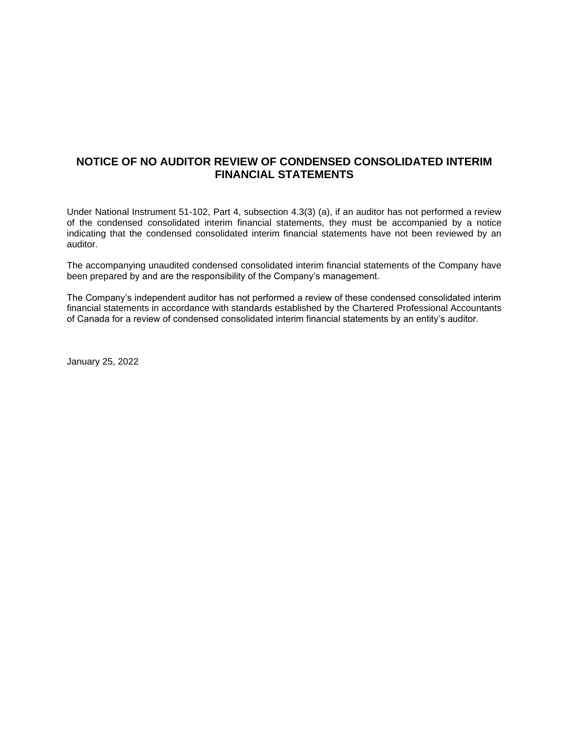# NOTICE OF NO AUDITOR REVIEW OF CONDENSED CONSOLIDATED INTERIM FINANCIAL STATEMENTS

Under National Instrument 51-102, Part 4, subsection 4.3(3) (a), if an auditor has not performed a review of the condensed consolidated interim financial statements, they must be accompanied by a notice indicating that the condensed consolidated interim financial statements have not been reviewed by an auditor.

The accompanying unaudited condensed consolidated interim financial statements of the Company have been prepared by and are the responsibility of the Company's management.

The Company's independent auditor has not performed a review of these condensed consolidated interim financial statements in accordance with standards established by the Chartered Professional Accountants of Canada for a review of condensed consolidated interim financial statements by an entity's auditor.

January 25, 2022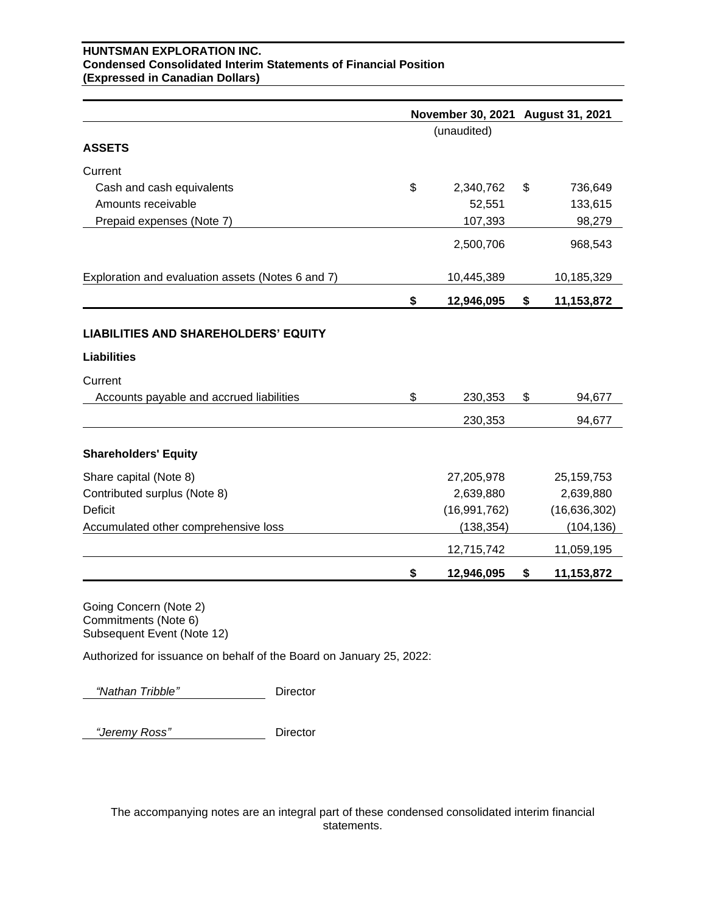**HUNTSMAN EXPLORATION INC.**
**Condensed Consolidated Interim Statements of Financial Position**
**(Expressed in Canadian Dollars)**

| | November 30, 2021 | August 31, 2021 |
|---|---|---|
| | (unaudited) | |
| **ASSETS** | | |
| Current | | |
| Cash and cash equivalents | $ 2,340,762 | $ 736,649 |
| Amounts receivable | 52,551 | 133,615 |
| Prepaid expenses (Note 7) | 107,393 | 98,279 |
| | 2,500,706 | 968,543 |
| Exploration and evaluation assets (Notes 6 and 7) | 10,445,389 | 10,185,329 |
| | **$ 12,946,095** | **$ 11,153,872** |
| **LIABILITIES AND SHAREHOLDERS' EQUITY** | | |
| **Liabilities** | | |
| Current | | |
| Accounts payable and accrued liabilities | $ 230,353 | $ 94,677 |
| | 230,353 | 94,677 |
| **Shareholders' Equity** | | |
| Share capital (Note 8) | 27,205,978 | 25,159,753 |
| Contributed surplus (Note 8) | 2,639,880 | 2,639,880 |
| Deficit | (16,991,762) | (16,636,302) |
| Accumulated other comprehensive loss | (138,354) | (104,136) |
| | 12,715,742 | 11,059,195 |
| | **$ 12,946,095** | **$ 11,153,872** |

Going Concern (Note 2)
Commitments (Note 6)
Subsequent Event (Note 12)

Authorized for issuance on behalf of the Board on January 25, 2022:

*"Nathan Tribble"* Director

*"Jeremy Ross"* Director

The accompanying notes are an integral part of these condensed consolidated interim financial statements.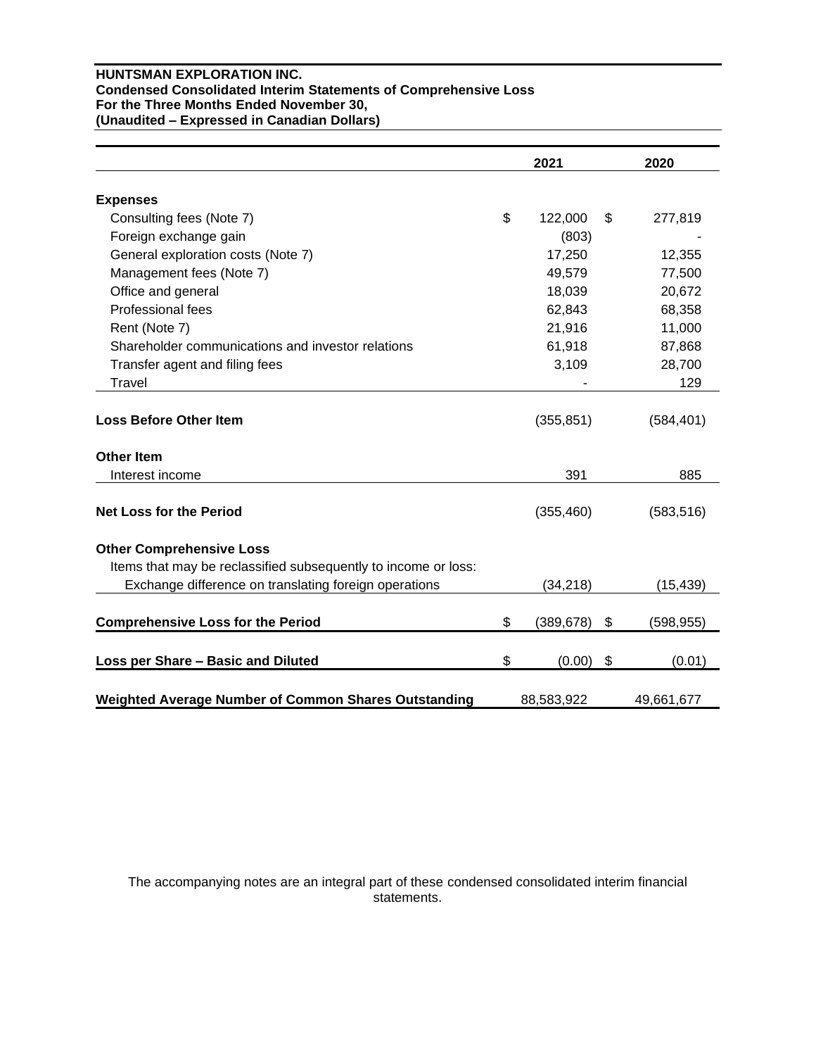**HUNTSMAN EXPLORATION INC.**
**Condensed Consolidated Interim Statements of Comprehensive Loss**
**For the Three Months Ended November 30,**
**(Unaudited – Expressed in Canadian Dollars)**

| | 2021 | 2020 |
|---|---|---|
| **Expenses** | | |
| Consulting fees (Note 7) | $ 122,000 | $ 277,819 |
| Foreign exchange gain | (803) | - |
| General exploration costs (Note 7) | 17,250 | 12,355 |
| Management fees (Note 7) | 49,579 | 77,500 |
| Office and general | 18,039 | 20,672 |
| Professional fees | 62,843 | 68,358 |
| Rent (Note 7) | 21,916 | 11,000 |
| Shareholder communications and investor relations | 61,918 | 87,868 |
| Transfer agent and filing fees | 3,109 | 28,700 |
| Travel | - | 129 |
| **Loss Before Other Item** | (355,851) | (584,401) |
| **Other Item** | | |
| Interest income | 391 | 885 |
| **Net Loss for the Period** | (355,460) | (583,516) |
| **Other Comprehensive Loss** | | |
| Items that may be reclassified subsequently to income or loss: | | |
| Exchange difference on translating foreign operations | (34,218) | (15,439) |
| **Comprehensive Loss for the Period** | $ (389,678) | $ (598,955) |
| **Loss per Share – Basic and Diluted** | $ (0.00) | $ (0.01) |
| **Weighted Average Number of Common Shares Outstanding** | 88,583,922 | 49,661,677 |

The accompanying notes are an integral part of these condensed consolidated interim financial statements.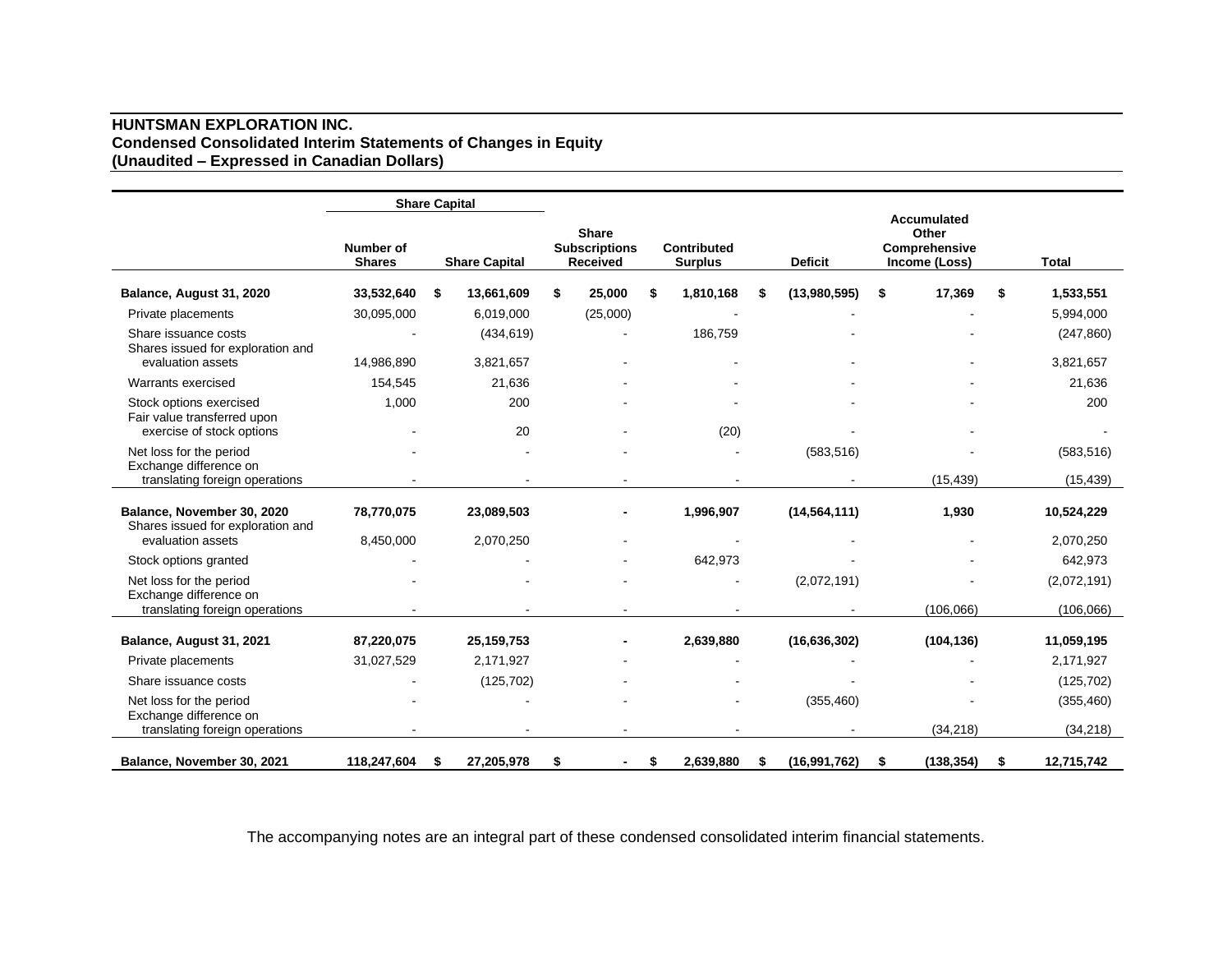**HUNTSMAN EXPLORATION INC.**
**Condensed Consolidated Interim Statements of Changes in Equity**
**(Unaudited – Expressed in Canadian Dollars)**

| | Share Capital | | | | | | |
|---|---|---|---|---|---|---|---|
| | Number of Shares | Share Capital | Share Subscriptions Received | Contributed Surplus | Deficit | Accumulated Other Comprehensive Income (Loss) | Total |
| **Balance, August 31, 2020** | **33,532,640** | **$ 13,661,609** | **$ 25,000** | **$ 1,810,168** | **$ (13,980,595)** | **$ 17,369** | **$ 1,533,551** |
| Private placements | 30,095,000 | 6,019,000 | (25,000) | - | - | - | 5,994,000 |
| Share issuance costs | - | (434,619) | - | 186,759 | - | - | (247,860) |
| Shares issued for exploration and evaluation assets | 14,986,890 | 3,821,657 | - | - | - | - | 3,821,657 |
| Warrants exercised | 154,545 | 21,636 | - | - | - | - | 21,636 |
| Stock options exercised | 1,000 | 200 | - | - | - | - | 200 |
| Fair value transferred upon exercise of stock options | - | 20 | - | (20) | - | - | - |
| Net loss for the period | - | - | - | - | (583,516) | - | (583,516) |
| Exchange difference on translating foreign operations | - | - | - | - | - | (15,439) | (15,439) |
| **Balance, November 30, 2020** | **78,770,075** | **23,089,503** | **-** | **1,996,907** | **(14,564,111)** | **1,930** | **10,524,229** |
| Shares issued for exploration and evaluation assets | 8,450,000 | 2,070,250 | - | - | - | - | 2,070,250 |
| Stock options granted | - | - | - | 642,973 | - | - | 642,973 |
| Net loss for the period | - | - | - | - | (2,072,191) | - | (2,072,191) |
| Exchange difference on translating foreign operations | - | - | - | - | - | (106,066) | (106,066) |
| **Balance, August 31, 2021** | **87,220,075** | **25,159,753** | **-** | **2,639,880** | **(16,636,302)** | **(104,136)** | **11,059,195** |
| Private placements | 31,027,529 | 2,171,927 | - | - | - | - | 2,171,927 |
| Share issuance costs | - | (125,702) | - | - | - | - | (125,702) |
| Net loss for the period | - | - | - | - | (355,460) | - | (355,460) |
| Exchange difference on translating foreign operations | - | - | - | - | - | (34,218) | (34,218) |
| **Balance, November 30, 2021** | **118,247,604** | **$ 27,205,978** | **$ -** | **$ 2,639,880** | **$ (16,991,762)** | **$ (138,354)** | **$ 12,715,742** |

The accompanying notes are an integral part of these condensed consolidated interim financial statements.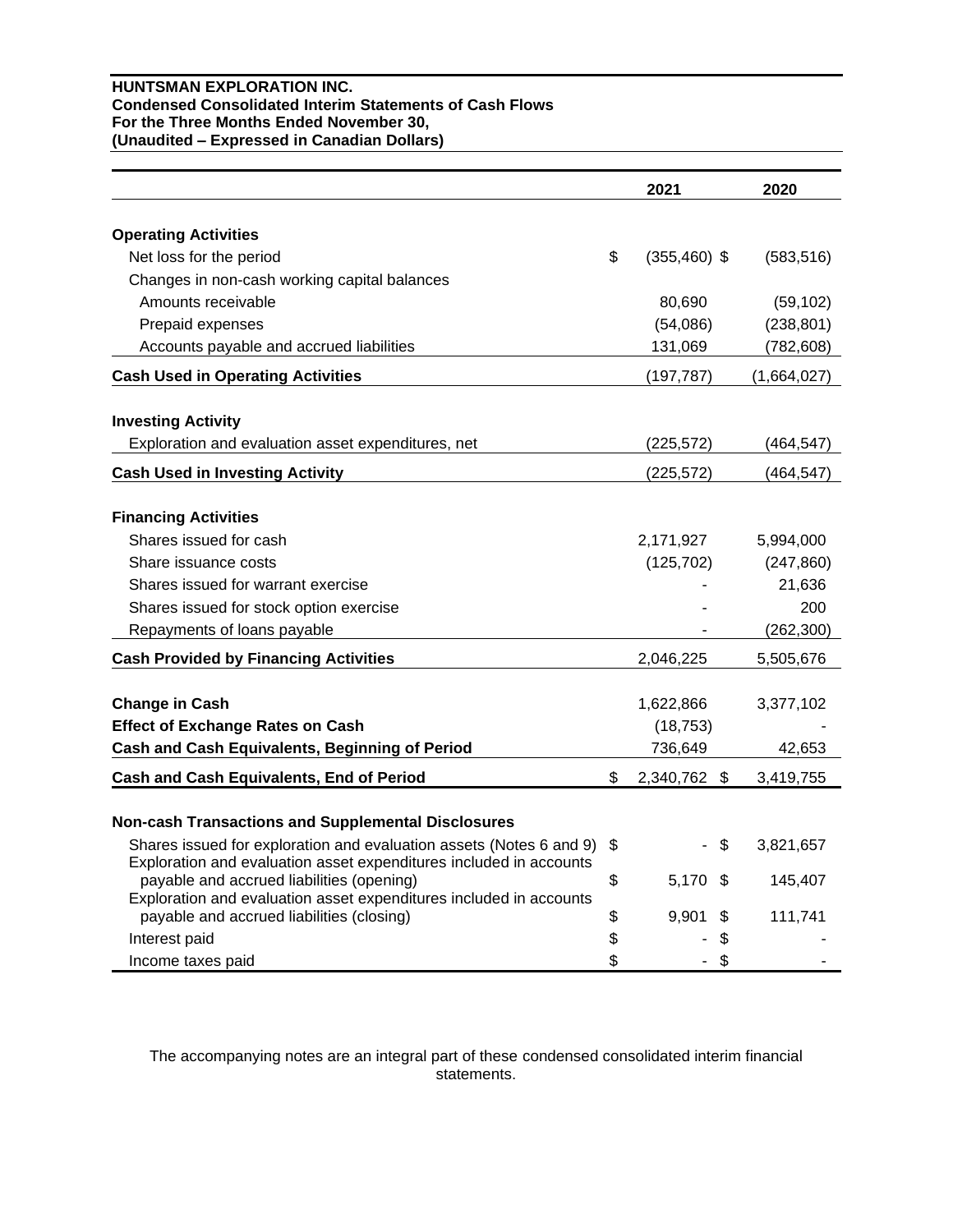**HUNTSMAN EXPLORATION INC.**
**Condensed Consolidated Interim Statements of Cash Flows**
**For the Three Months Ended November 30,**
**(Unaudited – Expressed in Canadian Dollars)**

| | 2021 | 2020 |
|---|---|---|
| **Operating Activities** | | |
| Net loss for the period | $ (355,460) | $ (583,516) |
| Changes in non-cash working capital balances | | |
| Amounts receivable | 80,690 | (59,102) |
| Prepaid expenses | (54,086) | (238,801) |
| Accounts payable and accrued liabilities | 131,069 | (782,608) |
| **Cash Used in Operating Activities** | (197,787) | (1,664,027) |
| **Investing Activity** | | |
| Exploration and evaluation asset expenditures, net | (225,572) | (464,547) |
| **Cash Used in Investing Activity** | (225,572) | (464,547) |
| **Financing Activities** | | |
| Shares issued for cash | 2,171,927 | 5,994,000 |
| Share issuance costs | (125,702) | (247,860) |
| Shares issued for warrant exercise | - | 21,636 |
| Shares issued for stock option exercise | - | 200 |
| Repayments of loans payable | - | (262,300) |
| **Cash Provided by Financing Activities** | 2,046,225 | 5,505,676 |
| **Change in Cash** | 1,622,866 | 3,377,102 |
| **Effect of Exchange Rates on Cash** | (18,753) | - |
| **Cash and Cash Equivalents, Beginning of Period** | 736,649 | 42,653 |
| **Cash and Cash Equivalents, End of Period** | $ 2,340,762 | $ 3,419,755 |
| **Non-cash Transactions and Supplemental Disclosures** | | |
| Shares issued for exploration and evaluation assets (Notes 6 and 9) | $ - | $ 3,821,657 |
| Exploration and evaluation asset expenditures included in accounts payable and accrued liabilities (opening) | $ 5,170 | $ 145,407 |
| Exploration and evaluation asset expenditures included in accounts payable and accrued liabilities (closing) | $ 9,901 | $ 111,741 |
| Interest paid | $ - | $ - |
| Income taxes paid | $ - | $ - |

The accompanying notes are an integral part of these condensed consolidated interim financial statements.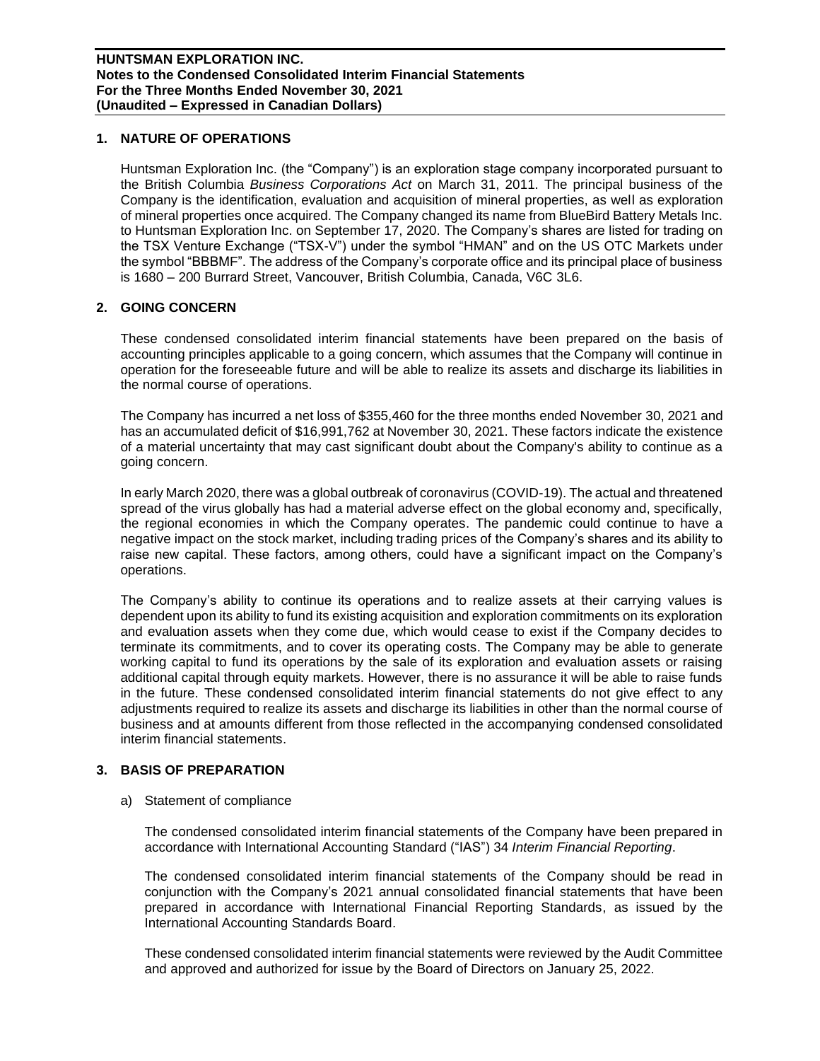## 1. NATURE OF OPERATIONS

Huntsman Exploration Inc. (the "Company") is an exploration stage company incorporated pursuant to the British Columbia *Business Corporations Act* on March 31, 2011. The principal business of the Company is the identification, evaluation and acquisition of mineral properties, as well as exploration of mineral properties once acquired. The Company changed its name from BlueBird Battery Metals Inc. to Huntsman Exploration Inc. on September 17, 2020. The Company's shares are listed for trading on the TSX Venture Exchange ("TSX-V") under the symbol "HMAN" and on the US OTC Markets under the symbol "BBBMF". The address of the Company's corporate office and its principal place of business is 1680 – 200 Burrard Street, Vancouver, British Columbia, Canada, V6C 3L6.

## 2. GOING CONCERN

These condensed consolidated interim financial statements have been prepared on the basis of accounting principles applicable to a going concern, which assumes that the Company will continue in operation for the foreseeable future and will be able to realize its assets and discharge its liabilities in the normal course of operations.

The Company has incurred a net loss of $355,460 for the three months ended November 30, 2021 and has an accumulated deficit of $16,991,762 at November 30, 2021. These factors indicate the existence of a material uncertainty that may cast significant doubt about the Company's ability to continue as a going concern.

In early March 2020, there was a global outbreak of coronavirus (COVID-19). The actual and threatened spread of the virus globally has had a material adverse effect on the global economy and, specifically, the regional economies in which the Company operates. The pandemic could continue to have a negative impact on the stock market, including trading prices of the Company's shares and its ability to raise new capital. These factors, among others, could have a significant impact on the Company's operations.

The Company's ability to continue its operations and to realize assets at their carrying values is dependent upon its ability to fund its existing acquisition and exploration commitments on its exploration and evaluation assets when they come due, which would cease to exist if the Company decides to terminate its commitments, and to cover its operating costs. The Company may be able to generate working capital to fund its operations by the sale of its exploration and evaluation assets or raising additional capital through equity markets. However, there is no assurance it will be able to raise funds in the future. These condensed consolidated interim financial statements do not give effect to any adjustments required to realize its assets and discharge its liabilities in other than the normal course of business and at amounts different from those reflected in the accompanying condensed consolidated interim financial statements.

## 3. BASIS OF PREPARATION

a) Statement of compliance

The condensed consolidated interim financial statements of the Company have been prepared in accordance with International Accounting Standard ("IAS") 34 *Interim Financial Reporting*.

The condensed consolidated interim financial statements of the Company should be read in conjunction with the Company's 2021 annual consolidated financial statements that have been prepared in accordance with International Financial Reporting Standards, as issued by the International Accounting Standards Board.

These condensed consolidated interim financial statements were reviewed by the Audit Committee and approved and authorized for issue by the Board of Directors on January 25, 2022.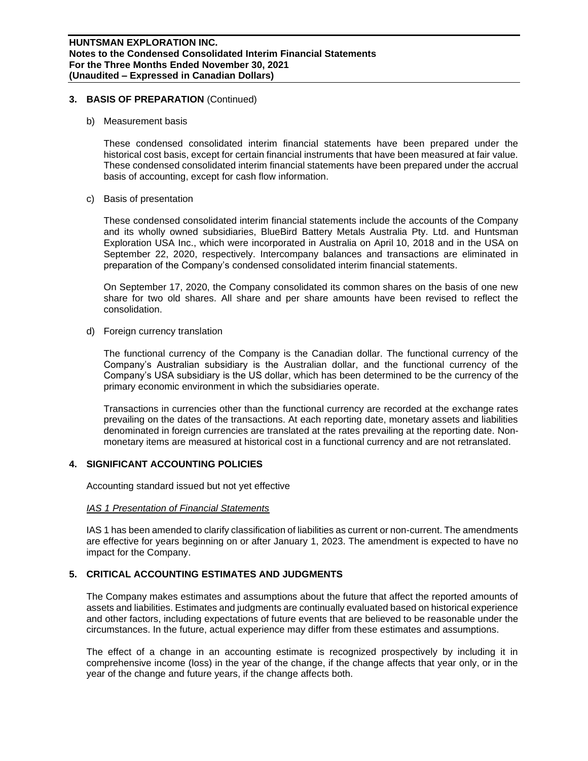## 3. BASIS OF PREPARATION (Continued)

b) Measurement basis

These condensed consolidated interim financial statements have been prepared under the historical cost basis, except for certain financial instruments that have been measured at fair value. These condensed consolidated interim financial statements have been prepared under the accrual basis of accounting, except for cash flow information.

c) Basis of presentation

These condensed consolidated interim financial statements include the accounts of the Company and its wholly owned subsidiaries, BlueBird Battery Metals Australia Pty. Ltd. and Huntsman Exploration USA Inc., which were incorporated in Australia on April 10, 2018 and in the USA on September 22, 2020, respectively. Intercompany balances and transactions are eliminated in preparation of the Company's condensed consolidated interim financial statements.

On September 17, 2020, the Company consolidated its common shares on the basis of one new share for two old shares. All share and per share amounts have been revised to reflect the consolidation.

d) Foreign currency translation

The functional currency of the Company is the Canadian dollar. The functional currency of the Company's Australian subsidiary is the Australian dollar, and the functional currency of the Company's USA subsidiary is the US dollar, which has been determined to be the currency of the primary economic environment in which the subsidiaries operate.

Transactions in currencies other than the functional currency are recorded at the exchange rates prevailing on the dates of the transactions. At each reporting date, monetary assets and liabilities denominated in foreign currencies are translated at the rates prevailing at the reporting date. Non-monetary items are measured at historical cost in a functional currency and are not retranslated.

## 4. SIGNIFICANT ACCOUNTING POLICIES

Accounting standard issued but not yet effective

*IAS 1 Presentation of Financial Statements*

IAS 1 has been amended to clarify classification of liabilities as current or non-current. The amendments are effective for years beginning on or after January 1, 2023. The amendment is expected to have no impact for the Company.

## 5. CRITICAL ACCOUNTING ESTIMATES AND JUDGMENTS

The Company makes estimates and assumptions about the future that affect the reported amounts of assets and liabilities. Estimates and judgments are continually evaluated based on historical experience and other factors, including expectations of future events that are believed to be reasonable under the circumstances. In the future, actual experience may differ from these estimates and assumptions.

The effect of a change in an accounting estimate is recognized prospectively by including it in comprehensive income (loss) in the year of the change, if the change affects that year only, or in the year of the change and future years, if the change affects both.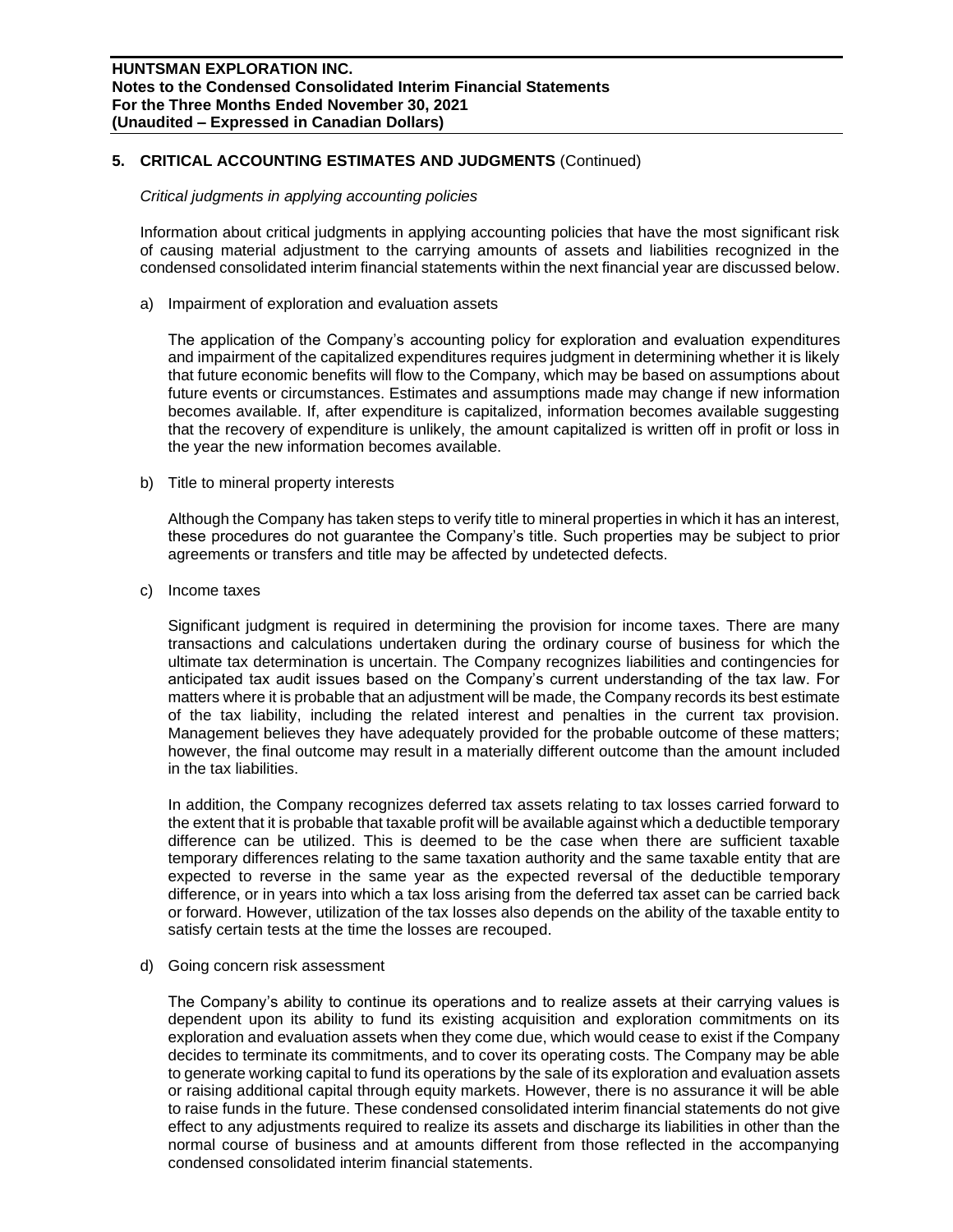## 5. CRITICAL ACCOUNTING ESTIMATES AND JUDGMENTS (Continued)

*Critical judgments in applying accounting policies*

Information about critical judgments in applying accounting policies that have the most significant risk of causing material adjustment to the carrying amounts of assets and liabilities recognized in the condensed consolidated interim financial statements within the next financial year are discussed below.

a) Impairment of exploration and evaluation assets

The application of the Company's accounting policy for exploration and evaluation expenditures and impairment of the capitalized expenditures requires judgment in determining whether it is likely that future economic benefits will flow to the Company, which may be based on assumptions about future events or circumstances. Estimates and assumptions made may change if new information becomes available. If, after expenditure is capitalized, information becomes available suggesting that the recovery of expenditure is unlikely, the amount capitalized is written off in profit or loss in the year the new information becomes available.

b) Title to mineral property interests

Although the Company has taken steps to verify title to mineral properties in which it has an interest, these procedures do not guarantee the Company's title. Such properties may be subject to prior agreements or transfers and title may be affected by undetected defects.

c) Income taxes

Significant judgment is required in determining the provision for income taxes. There are many transactions and calculations undertaken during the ordinary course of business for which the ultimate tax determination is uncertain. The Company recognizes liabilities and contingencies for anticipated tax audit issues based on the Company's current understanding of the tax law. For matters where it is probable that an adjustment will be made, the Company records its best estimate of the tax liability, including the related interest and penalties in the current tax provision. Management believes they have adequately provided for the probable outcome of these matters; however, the final outcome may result in a materially different outcome than the amount included in the tax liabilities.

In addition, the Company recognizes deferred tax assets relating to tax losses carried forward to the extent that it is probable that taxable profit will be available against which a deductible temporary difference can be utilized. This is deemed to be the case when there are sufficient taxable temporary differences relating to the same taxation authority and the same taxable entity that are expected to reverse in the same year as the expected reversal of the deductible temporary difference, or in years into which a tax loss arising from the deferred tax asset can be carried back or forward. However, utilization of the tax losses also depends on the ability of the taxable entity to satisfy certain tests at the time the losses are recouped.

d) Going concern risk assessment

The Company's ability to continue its operations and to realize assets at their carrying values is dependent upon its ability to fund its existing acquisition and exploration commitments on its exploration and evaluation assets when they come due, which would cease to exist if the Company decides to terminate its commitments, and to cover its operating costs. The Company may be able to generate working capital to fund its operations by the sale of its exploration and evaluation assets or raising additional capital through equity markets. However, there is no assurance it will be able to raise funds in the future. These condensed consolidated interim financial statements do not give effect to any adjustments required to realize its assets and discharge its liabilities in other than the normal course of business and at amounts different from those reflected in the accompanying condensed consolidated interim financial statements.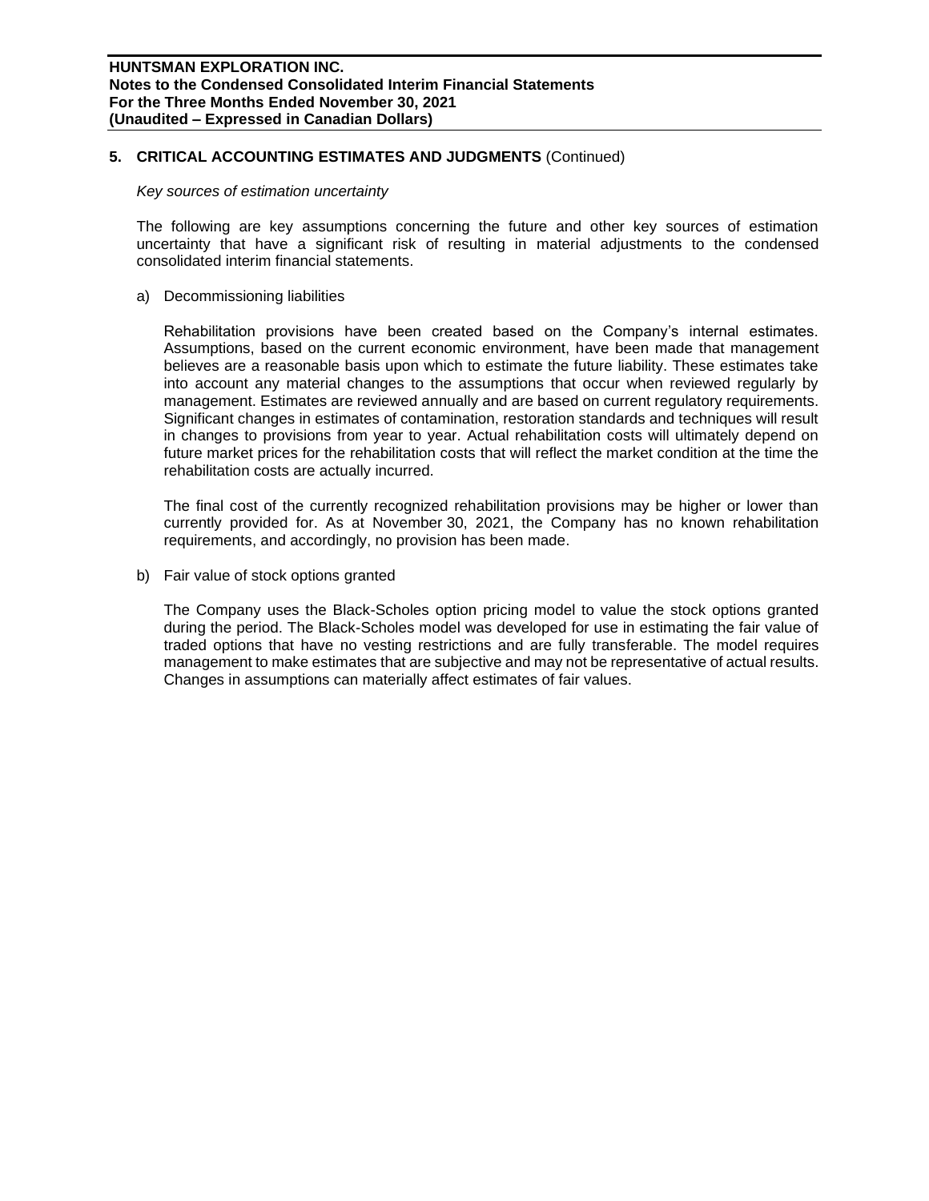## 5. CRITICAL ACCOUNTING ESTIMATES AND JUDGMENTS (Continued)

*Key sources of estimation uncertainty*

The following are key assumptions concerning the future and other key sources of estimation uncertainty that have a significant risk of resulting in material adjustments to the condensed consolidated interim financial statements.

a) Decommissioning liabilities

Rehabilitation provisions have been created based on the Company's internal estimates. Assumptions, based on the current economic environment, have been made that management believes are a reasonable basis upon which to estimate the future liability. These estimates take into account any material changes to the assumptions that occur when reviewed regularly by management. Estimates are reviewed annually and are based on current regulatory requirements. Significant changes in estimates of contamination, restoration standards and techniques will result in changes to provisions from year to year. Actual rehabilitation costs will ultimately depend on future market prices for the rehabilitation costs that will reflect the market condition at the time the rehabilitation costs are actually incurred.

The final cost of the currently recognized rehabilitation provisions may be higher or lower than currently provided for. As at November 30, 2021, the Company has no known rehabilitation requirements, and accordingly, no provision has been made.

b) Fair value of stock options granted

The Company uses the Black-Scholes option pricing model to value the stock options granted during the period. The Black-Scholes model was developed for use in estimating the fair value of traded options that have no vesting restrictions and are fully transferable. The model requires management to make estimates that are subjective and may not be representative of actual results. Changes in assumptions can materially affect estimates of fair values.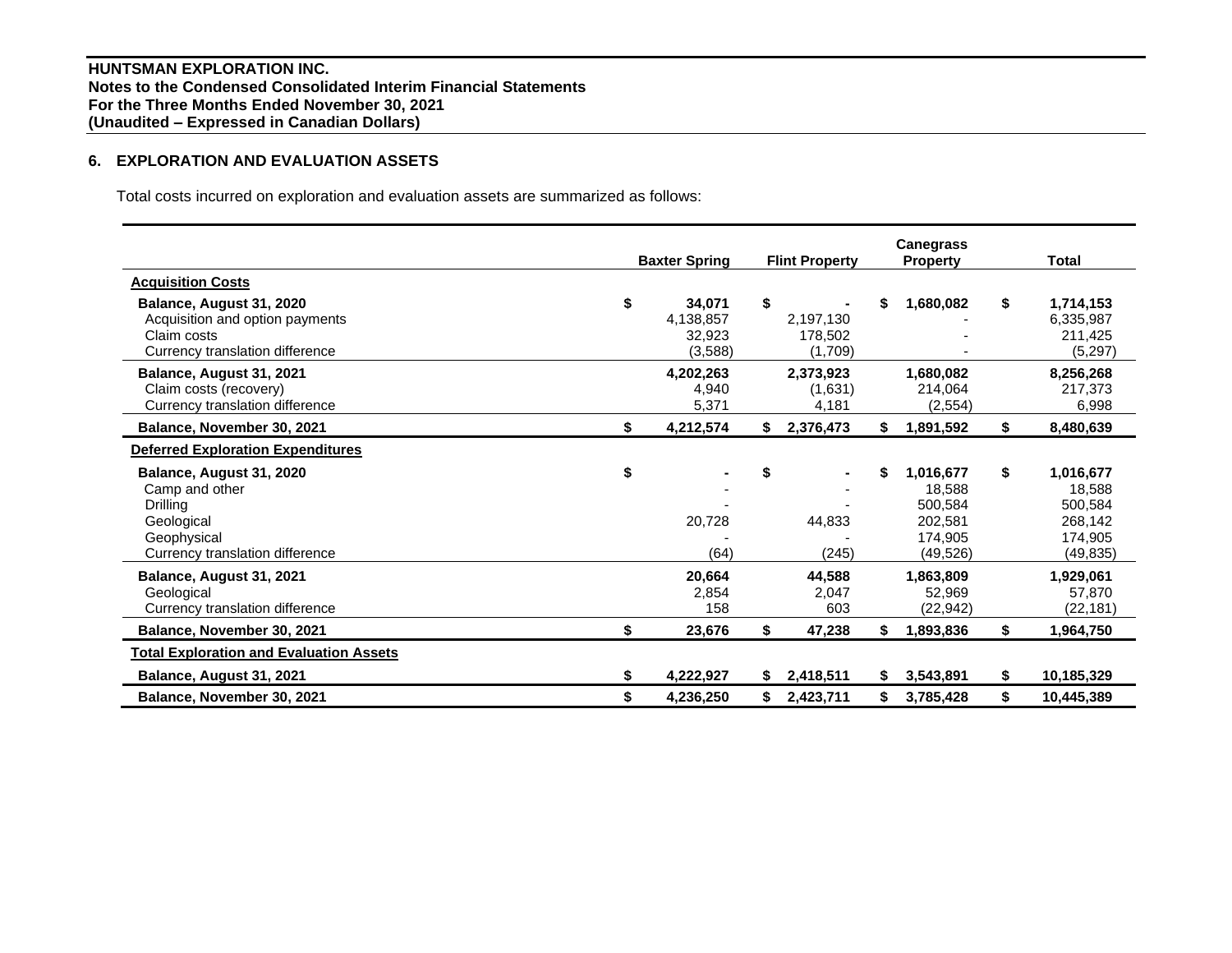**HUNTSMAN EXPLORATION INC.**
**Notes to the Condensed Consolidated Interim Financial Statements**
**For the Three Months Ended November 30, 2021**
**(Unaudited – Expressed in Canadian Dollars)**

## 6. EXPLORATION AND EVALUATION ASSETS

Total costs incurred on exploration and evaluation assets are summarized as follows:

| | Baxter Spring | Flint Property | Canegrass Property | Total |
|---|---|---|---|---|
| **Acquisition Costs** | | | | |
| **Balance, August 31, 2020** | $ 34,071 | $ - | $ 1,680,082 | $ 1,714,153 |
| Acquisition and option payments | 4,138,857 | 2,197,130 | - | 6,335,987 |
| Claim costs | 32,923 | 178,502 | - | 211,425 |
| Currency translation difference | (3,588) | (1,709) | - | (5,297) |
| **Balance, August 31, 2021** | 4,202,263 | 2,373,923 | 1,680,082 | 8,256,268 |
| Claim costs (recovery) | 4,940 | (1,631) | 214,064 | 217,373 |
| Currency translation difference | 5,371 | 4,181 | (2,554) | 6,998 |
| **Balance, November 30, 2021** | $ 4,212,574 | $ 2,376,473 | $ 1,891,592 | $ 8,480,639 |
| **Deferred Exploration Expenditures** | | | | |
| **Balance, August 31, 2020** | $ - | $ - | $ 1,016,677 | $ 1,016,677 |
| Camp and other | - | - | 18,588 | 18,588 |
| Drilling | - | - | 500,584 | 500,584 |
| Geological | 20,728 | 44,833 | 202,581 | 268,142 |
| Geophysical | - | - | 174,905 | 174,905 |
| Currency translation difference | (64) | (245) | (49,526) | (49,835) |
| **Balance, August 31, 2021** | 20,664 | 44,588 | 1,863,809 | 1,929,061 |
| Geological | 2,854 | 2,047 | 52,969 | 57,870 |
| Currency translation difference | 158 | 603 | (22,942) | (22,181) |
| **Balance, November 30, 2021** | $ 23,676 | $ 47,238 | $ 1,893,836 | $ 1,964,750 |
| **Total Exploration and Evaluation Assets** | | | | |
| **Balance, August 31, 2021** | $ 4,222,927 | $ 2,418,511 | $ 3,543,891 | $ 10,185,329 |
| **Balance, November 30, 2021** | $ 4,236,250 | $ 2,423,711 | $ 3,785,428 | $ 10,445,389 |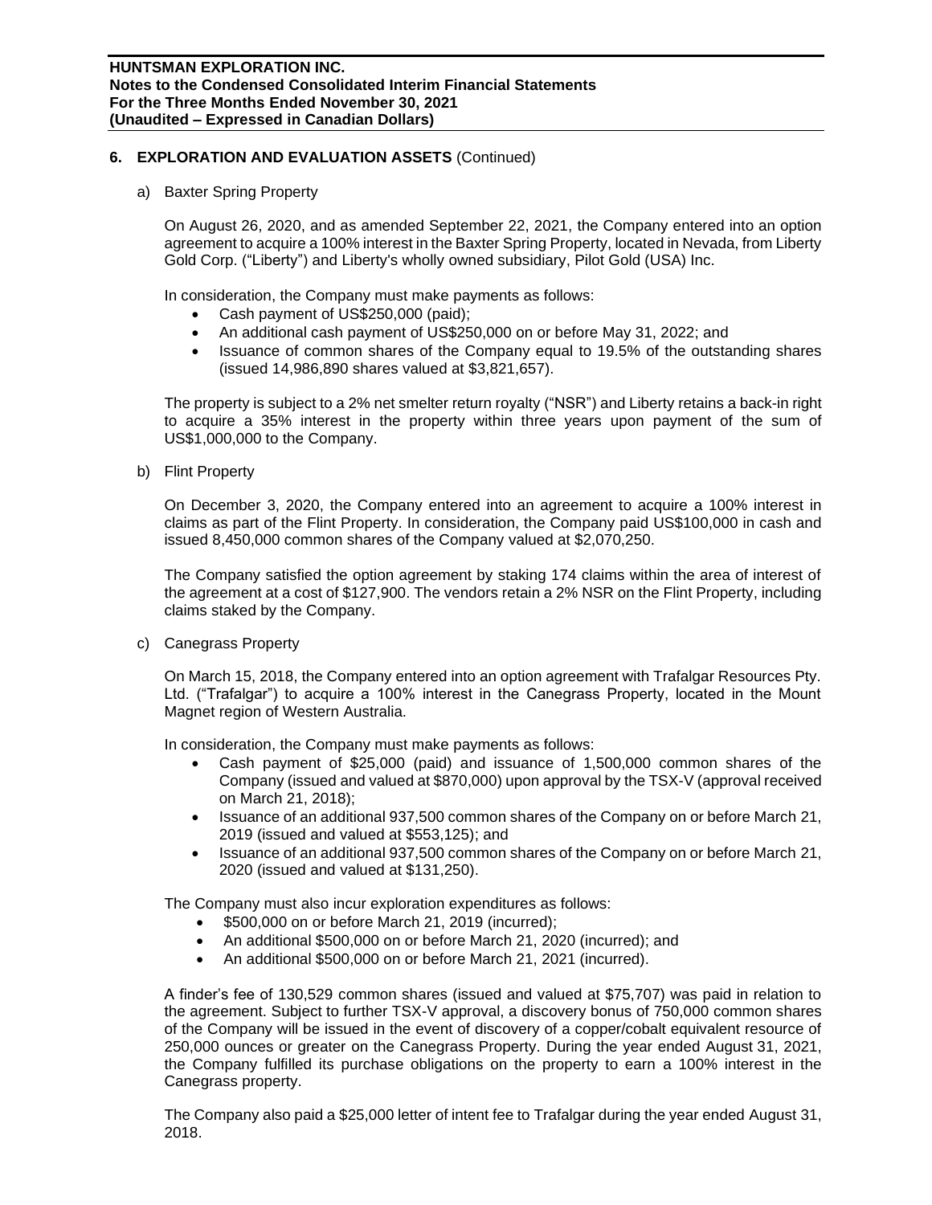## 6. EXPLORATION AND EVALUATION ASSETS (Continued)

a) Baxter Spring Property

On August 26, 2020, and as amended September 22, 2021, the Company entered into an option agreement to acquire a 100% interest in the Baxter Spring Property, located in Nevada, from Liberty Gold Corp. ("Liberty") and Liberty's wholly owned subsidiary, Pilot Gold (USA) Inc.

In consideration, the Company must make payments as follows:

- Cash payment of US$250,000 (paid);
- An additional cash payment of US$250,000 on or before May 31, 2022; and
- Issuance of common shares of the Company equal to 19.5% of the outstanding shares (issued 14,986,890 shares valued at $3,821,657).

The property is subject to a 2% net smelter return royalty ("NSR") and Liberty retains a back-in right to acquire a 35% interest in the property within three years upon payment of the sum of US$1,000,000 to the Company.

b) Flint Property

On December 3, 2020, the Company entered into an agreement to acquire a 100% interest in claims as part of the Flint Property. In consideration, the Company paid US$100,000 in cash and issued 8,450,000 common shares of the Company valued at $2,070,250.

The Company satisfied the option agreement by staking 174 claims within the area of interest of the agreement at a cost of $127,900. The vendors retain a 2% NSR on the Flint Property, including claims staked by the Company.

c) Canegrass Property

On March 15, 2018, the Company entered into an option agreement with Trafalgar Resources Pty. Ltd. ("Trafalgar") to acquire a 100% interest in the Canegrass Property, located in the Mount Magnet region of Western Australia.

In consideration, the Company must make payments as follows:

- Cash payment of $25,000 (paid) and issuance of 1,500,000 common shares of the Company (issued and valued at $870,000) upon approval by the TSX-V (approval received on March 21, 2018);
- Issuance of an additional 937,500 common shares of the Company on or before March 21, 2019 (issued and valued at $553,125); and
- Issuance of an additional 937,500 common shares of the Company on or before March 21, 2020 (issued and valued at $131,250).

The Company must also incur exploration expenditures as follows:

- $500,000 on or before March 21, 2019 (incurred);
- An additional $500,000 on or before March 21, 2020 (incurred); and
- An additional $500,000 on or before March 21, 2021 (incurred).

A finder's fee of 130,529 common shares (issued and valued at $75,707) was paid in relation to the agreement. Subject to further TSX-V approval, a discovery bonus of 750,000 common shares of the Company will be issued in the event of discovery of a copper/cobalt equivalent resource of 250,000 ounces or greater on the Canegrass Property. During the year ended August 31, 2021, the Company fulfilled its purchase obligations on the property to earn a 100% interest in the Canegrass property.

The Company also paid a $25,000 letter of intent fee to Trafalgar during the year ended August 31, 2018.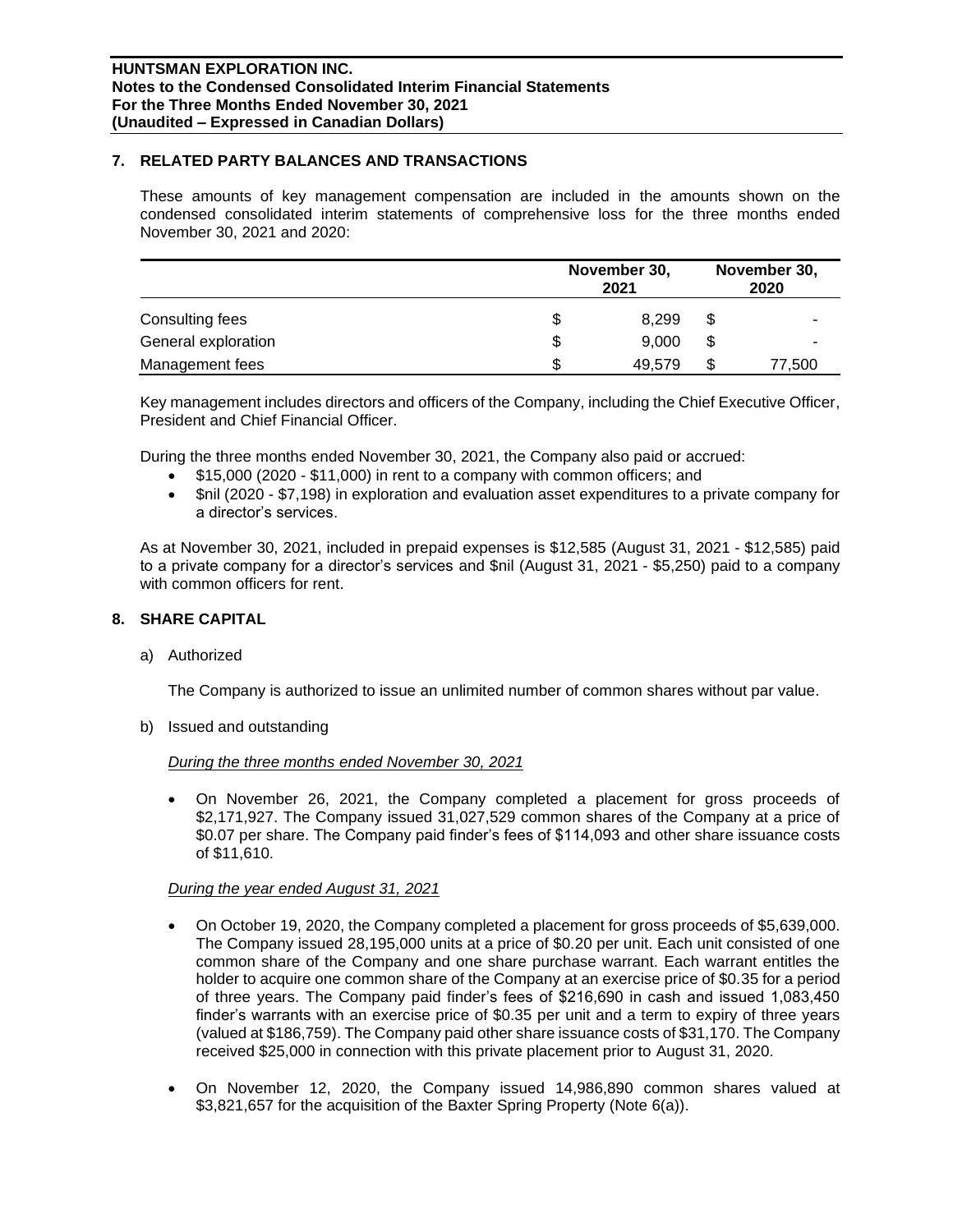## 7. RELATED PARTY BALANCES AND TRANSACTIONS

These amounts of key management compensation are included in the amounts shown on the condensed consolidated interim statements of comprehensive loss for the three months ended November 30, 2021 and 2020:

| | November 30, 2021 | November 30, 2020 |
|---|---|---|
| Consulting fees | $ 8,299 | $ - |
| General exploration | $ 9,000 | $ - |
| Management fees | $ 49,579 | $ 77,500 |

Key management includes directors and officers of the Company, including the Chief Executive Officer, President and Chief Financial Officer.

During the three months ended November 30, 2021, the Company also paid or accrued:

- $15,000 (2020 - $11,000) in rent to a company with common officers; and
- $nil (2020 - $7,198) in exploration and evaluation asset expenditures to a private company for a director's services.

As at November 30, 2021, included in prepaid expenses is $12,585 (August 31, 2021 - $12,585) paid to a private company for a director's services and $nil (August 31, 2021 - $5,250) paid to a company with common officers for rent.

## 8. SHARE CAPITAL

a) Authorized

The Company is authorized to issue an unlimited number of common shares without par value.

b) Issued and outstanding

*During the three months ended November 30, 2021*

- On November 26, 2021, the Company completed a placement for gross proceeds of $2,171,927. The Company issued 31,027,529 common shares of the Company at a price of $0.07 per share. The Company paid finder's fees of $114,093 and other share issuance costs of $11,610.

*During the year ended August 31, 2021*

- On October 19, 2020, the Company completed a placement for gross proceeds of $5,639,000. The Company issued 28,195,000 units at a price of $0.20 per unit. Each unit consisted of one common share of the Company and one share purchase warrant. Each warrant entitles the holder to acquire one common share of the Company at an exercise price of $0.35 for a period of three years. The Company paid finder's fees of $216,690 in cash and issued 1,083,450 finder's warrants with an exercise price of $0.35 per unit and a term to expiry of three years (valued at $186,759). The Company paid other share issuance costs of $31,170. The Company received $25,000 in connection with this private placement prior to August 31, 2020.

- On November 12, 2020, the Company issued 14,986,890 common shares valued at $3,821,657 for the acquisition of the Baxter Spring Property (Note 6(a)).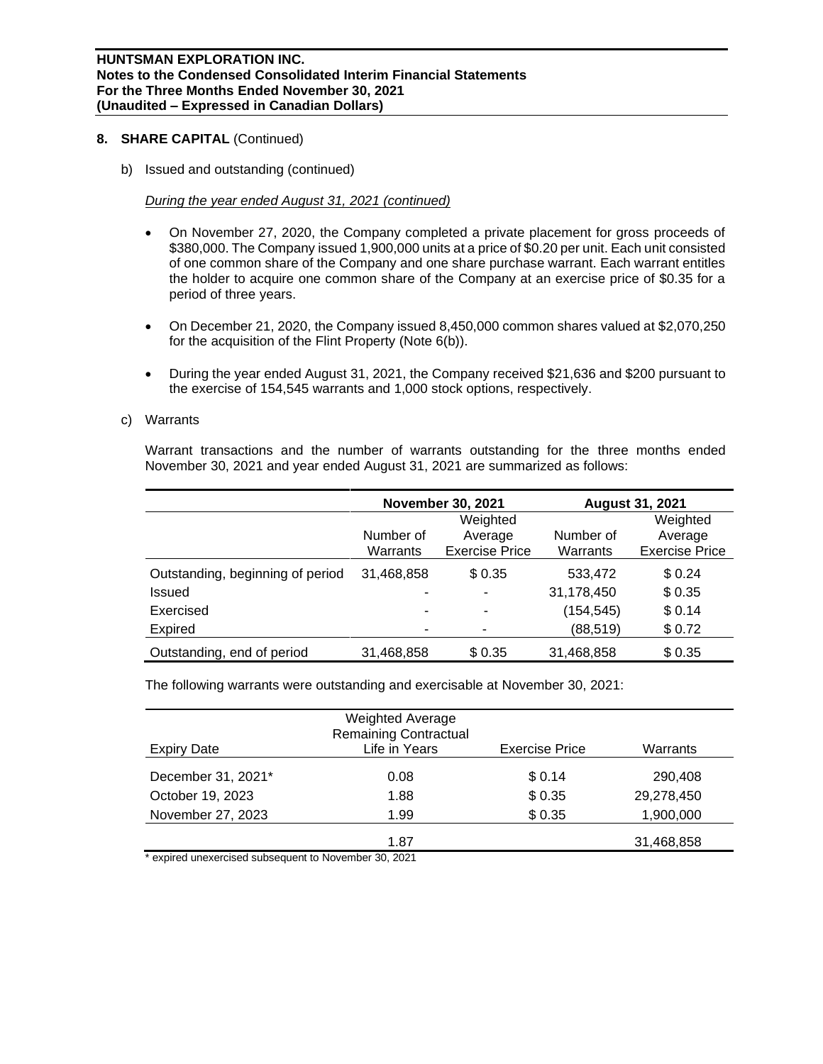## 8. SHARE CAPITAL (Continued)

b) Issued and outstanding (continued)

*During the year ended August 31, 2021 (continued)*

- On November 27, 2020, the Company completed a private placement for gross proceeds of \$380,000. The Company issued 1,900,000 units at a price of \$0.20 per unit. Each unit consisted of one common share of the Company and one share purchase warrant. Each warrant entitles the holder to acquire one common share of the Company at an exercise price of \$0.35 for a period of three years.
- On December 21, 2020, the Company issued 8,450,000 common shares valued at \$2,070,250 for the acquisition of the Flint Property (Note 6(b)).
- During the year ended August 31, 2021, the Company received \$21,636 and \$200 pursuant to the exercise of 154,545 warrants and 1,000 stock options, respectively.

c) Warrants

Warrant transactions and the number of warrants outstanding for the three months ended November 30, 2021 and year ended August 31, 2021 are summarized as follows:

| | November 30, 2021 | | August 31, 2021 | |
|---|---|---|---|---|
| | Number of Warrants | Weighted Average Exercise Price | Number of Warrants | Weighted Average Exercise Price |
| Outstanding, beginning of period | 31,468,858 | \$ 0.35 | 533,472 | \$ 0.24 |
| Issued | - | - | 31,178,450 | \$ 0.35 |
| Exercised | - | - | (154,545) | \$ 0.14 |
| Expired | - | - | (88,519) | \$ 0.72 |
| Outstanding, end of period | 31,468,858 | \$ 0.35 | 31,468,858 | \$ 0.35 |

The following warrants were outstanding and exercisable at November 30, 2021:

| Expiry Date | Weighted Average Remaining Contractual Life in Years | Exercise Price | Warrants |
|---|---|---|---|
| December 31, 2021* | 0.08 | \$ 0.14 | 290,408 |
| October 19, 2023 | 1.88 | \$ 0.35 | 29,278,450 |
| November 27, 2023 | 1.99 | \$ 0.35 | 1,900,000 |
| | 1.87 | | 31,468,858 |

\* expired unexercised subsequent to November 30, 2021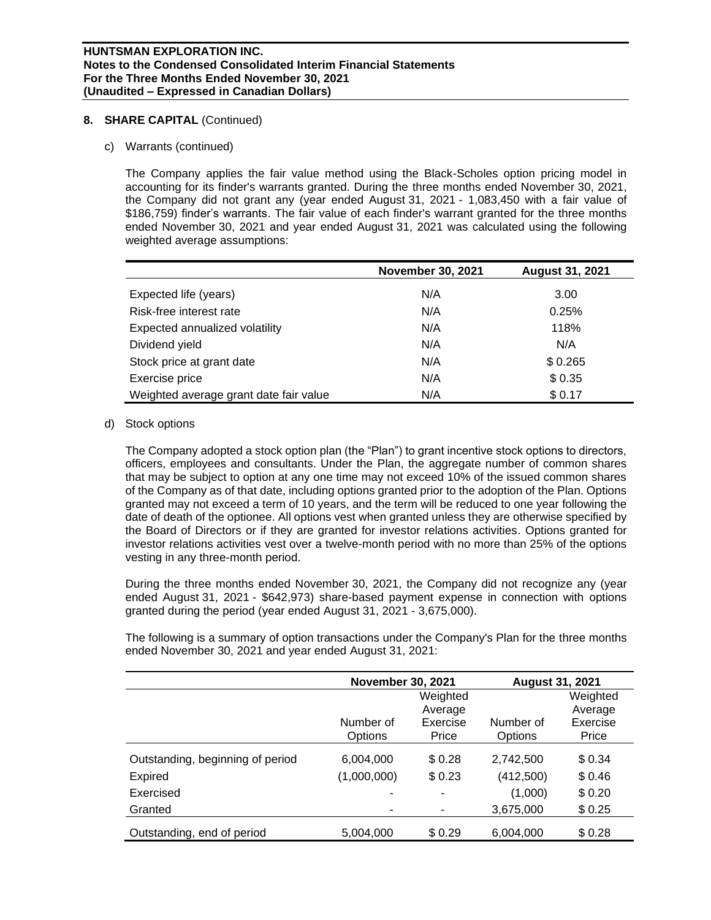## 8. SHARE CAPITAL (Continued)

c) Warrants (continued)

The Company applies the fair value method using the Black-Scholes option pricing model in accounting for its finder's warrants granted. During the three months ended November 30, 2021, the Company did not grant any (year ended August 31, 2021 - 1,083,450 with a fair value of $186,759) finder's warrants. The fair value of each finder's warrant granted for the three months ended November 30, 2021 and year ended August 31, 2021 was calculated using the following weighted average assumptions:

| | November 30, 2021 | August 31, 2021 |
|---|---|---|
| Expected life (years) | N/A | 3.00 |
| Risk-free interest rate | N/A | 0.25% |
| Expected annualized volatility | N/A | 118% |
| Dividend yield | N/A | N/A |
| Stock price at grant date | N/A | $ 0.265 |
| Exercise price | N/A | $ 0.35 |
| Weighted average grant date fair value | N/A | $ 0.17 |

d) Stock options

The Company adopted a stock option plan (the "Plan") to grant incentive stock options to directors, officers, employees and consultants. Under the Plan, the aggregate number of common shares that may be subject to option at any one time may not exceed 10% of the issued common shares of the Company as of that date, including options granted prior to the adoption of the Plan. Options granted may not exceed a term of 10 years, and the term will be reduced to one year following the date of death of the optionee. All options vest when granted unless they are otherwise specified by the Board of Directors or if they are granted for investor relations activities. Options granted for investor relations activities vest over a twelve-month period with no more than 25% of the options vesting in any three-month period.

During the three months ended November 30, 2021, the Company did not recognize any (year ended August 31, 2021 - $642,973) share-based payment expense in connection with options granted during the period (year ended August 31, 2021 - 3,675,000).

The following is a summary of option transactions under the Company's Plan for the three months ended November 30, 2021 and year ended August 31, 2021:

| | November 30, 2021 | | August 31, 2021 | |
|---|---|---|---|---|
| | Number of Options | Weighted Average Exercise Price | Number of Options | Weighted Average Exercise Price |
| Outstanding, beginning of period | 6,004,000 | $ 0.28 | 2,742,500 | $ 0.34 |
| Expired | (1,000,000) | $ 0.23 | (412,500) | $ 0.46 |
| Exercised | - | - | (1,000) | $ 0.20 |
| Granted | - | - | 3,675,000 | $ 0.25 |
| Outstanding, end of period | 5,004,000 | $ 0.29 | 6,004,000 | $ 0.28 |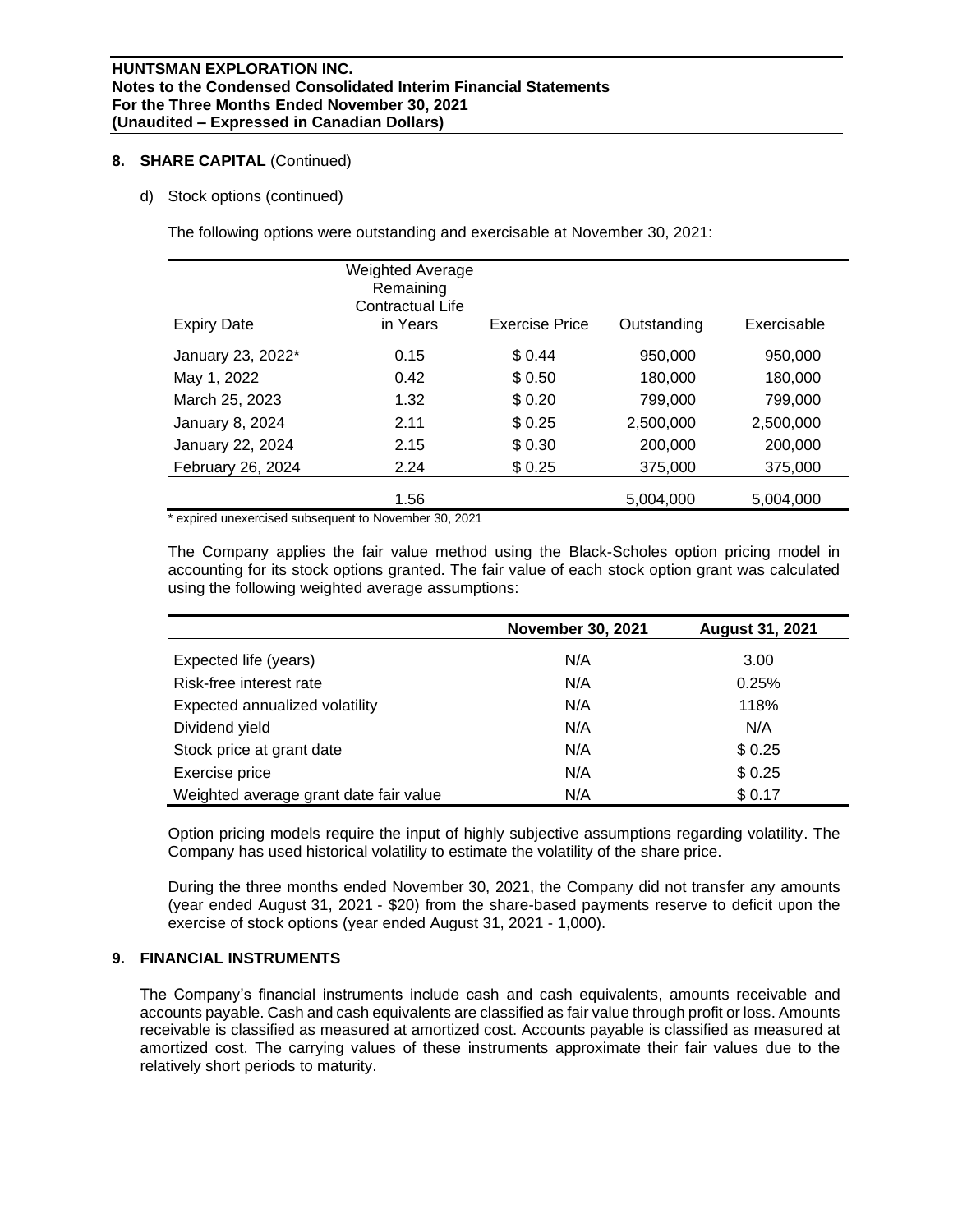## 8. SHARE CAPITAL (Continued)

d) Stock options (continued)

The following options were outstanding and exercisable at November 30, 2021:

| Expiry Date | Weighted Average Remaining Contractual Life in Years | Exercise Price | Outstanding | Exercisable |
|---|---|---|---|---|
| January 23, 2022* | 0.15 | $ 0.44 | 950,000 | 950,000 |
| May 1, 2022 | 0.42 | $ 0.50 | 180,000 | 180,000 |
| March 25, 2023 | 1.32 | $ 0.20 | 799,000 | 799,000 |
| January 8, 2024 | 2.11 | $ 0.25 | 2,500,000 | 2,500,000 |
| January 22, 2024 | 2.15 | $ 0.30 | 200,000 | 200,000 |
| February 26, 2024 | 2.24 | $ 0.25 | 375,000 | 375,000 |
| | 1.56 | | 5,004,000 | 5,004,000 |

* expired unexercised subsequent to November 30, 2021

The Company applies the fair value method using the Black-Scholes option pricing model in accounting for its stock options granted. The fair value of each stock option grant was calculated using the following weighted average assumptions:

| | November 30, 2021 | August 31, 2021 |
|---|---|---|
| Expected life (years) | N/A | 3.00 |
| Risk-free interest rate | N/A | 0.25% |
| Expected annualized volatility | N/A | 118% |
| Dividend yield | N/A | N/A |
| Stock price at grant date | N/A | $ 0.25 |
| Exercise price | N/A | $ 0.25 |
| Weighted average grant date fair value | N/A | $ 0.17 |

Option pricing models require the input of highly subjective assumptions regarding volatility. The Company has used historical volatility to estimate the volatility of the share price.

During the three months ended November 30, 2021, the Company did not transfer any amounts (year ended August 31, 2021 - $20) from the share-based payments reserve to deficit upon the exercise of stock options (year ended August 31, 2021 - 1,000).

## 9. FINANCIAL INSTRUMENTS

The Company's financial instruments include cash and cash equivalents, amounts receivable and accounts payable. Cash and cash equivalents are classified as fair value through profit or loss. Amounts receivable is classified as measured at amortized cost. Accounts payable is classified as measured at amortized cost. The carrying values of these instruments approximate their fair values due to the relatively short periods to maturity.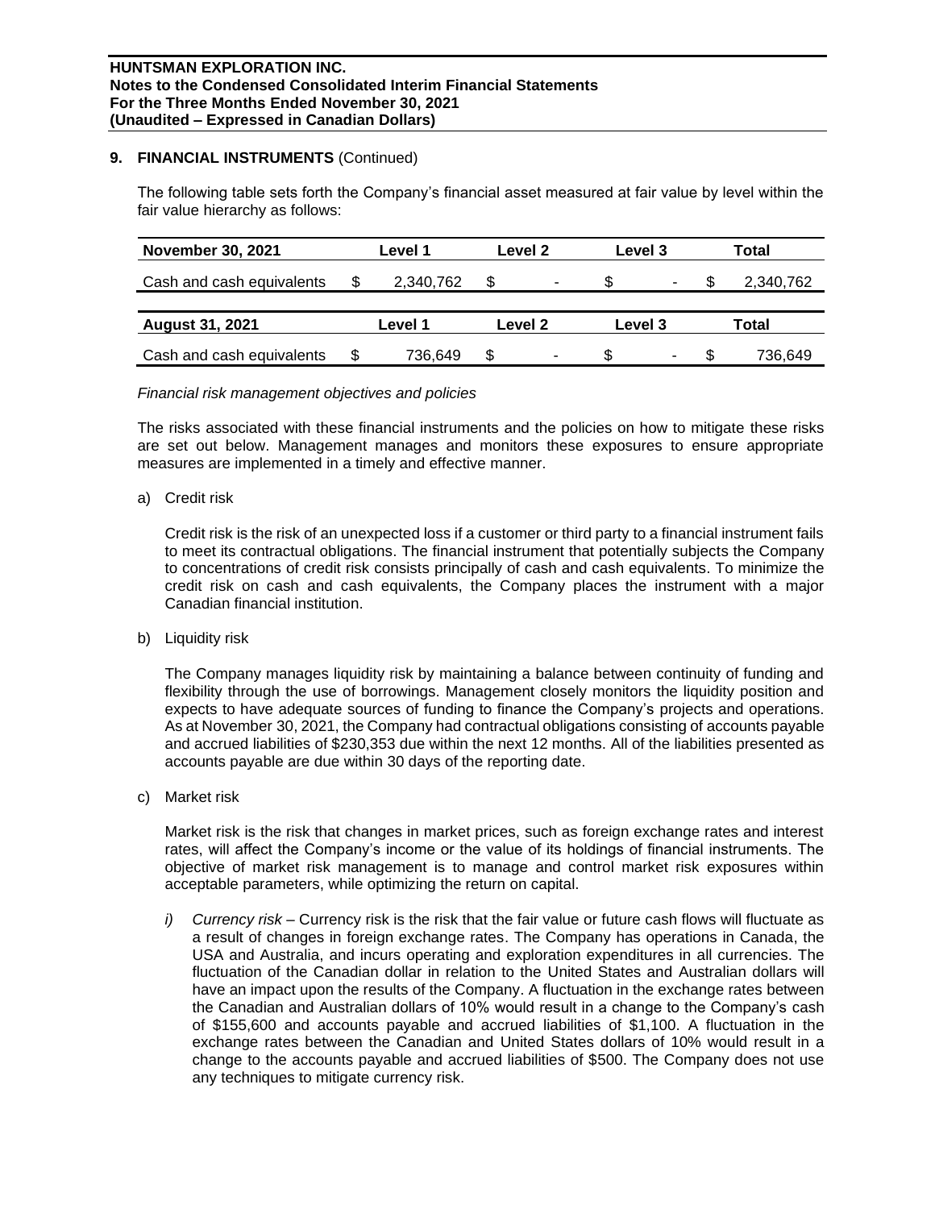## 9. FINANCIAL INSTRUMENTS (Continued)

The following table sets forth the Company's financial asset measured at fair value by level within the fair value hierarchy as follows:

| November 30, 2021 | Level 1 | Level 2 | Level 3 | Total |
|---|---|---|---|---|
| Cash and cash equivalents | $ 2,340,762 | $ - | $ - | $ 2,340,762 |

| August 31, 2021 | Level 1 | Level 2 | Level 3 | Total |
|---|---|---|---|---|
| Cash and cash equivalents | $ 736,649 | $ - | $ - | $ 736,649 |

*Financial risk management objectives and policies*

The risks associated with these financial instruments and the policies on how to mitigate these risks are set out below. Management manages and monitors these exposures to ensure appropriate measures are implemented in a timely and effective manner.

a) Credit risk

Credit risk is the risk of an unexpected loss if a customer or third party to a financial instrument fails to meet its contractual obligations. The financial instrument that potentially subjects the Company to concentrations of credit risk consists principally of cash and cash equivalents. To minimize the credit risk on cash and cash equivalents, the Company places the instrument with a major Canadian financial institution.

b) Liquidity risk

The Company manages liquidity risk by maintaining a balance between continuity of funding and flexibility through the use of borrowings. Management closely monitors the liquidity position and expects to have adequate sources of funding to finance the Company's projects and operations. As at November 30, 2021, the Company had contractual obligations consisting of accounts payable and accrued liabilities of $230,353 due within the next 12 months. All of the liabilities presented as accounts payable are due within 30 days of the reporting date.

c) Market risk

Market risk is the risk that changes in market prices, such as foreign exchange rates and interest rates, will affect the Company's income or the value of its holdings of financial instruments. The objective of market risk management is to manage and control market risk exposures within acceptable parameters, while optimizing the return on capital.

*i) Currency risk* – Currency risk is the risk that the fair value or future cash flows will fluctuate as a result of changes in foreign exchange rates. The Company has operations in Canada, the USA and Australia, and incurs operating and exploration expenditures in all currencies. The fluctuation of the Canadian dollar in relation to the United States and Australian dollars will have an impact upon the results of the Company. A fluctuation in the exchange rates between the Canadian and Australian dollars of 10% would result in a change to the Company's cash of $155,600 and accounts payable and accrued liabilities of $1,100. A fluctuation in the exchange rates between the Canadian and United States dollars of 10% would result in a change to the accounts payable and accrued liabilities of $500. The Company does not use any techniques to mitigate currency risk.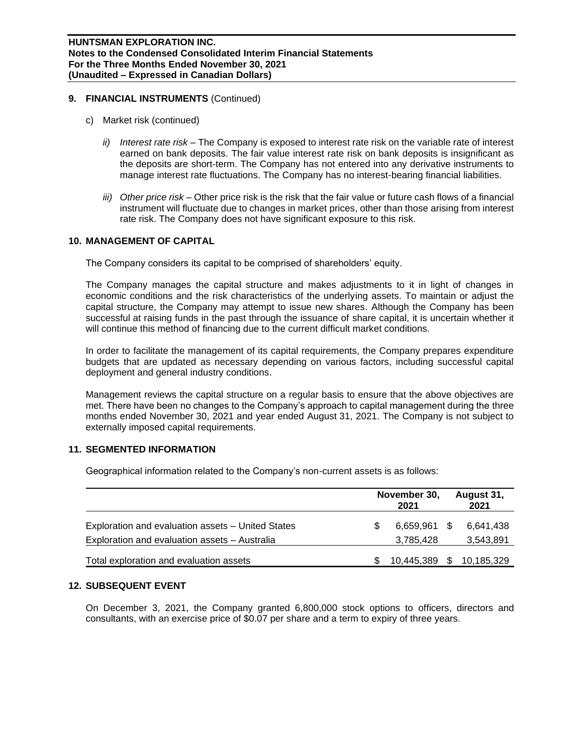## 9. FINANCIAL INSTRUMENTS (Continued)

c) Market risk (continued)

*ii) Interest rate risk* – The Company is exposed to interest rate risk on the variable rate of interest earned on bank deposits. The fair value interest rate risk on bank deposits is insignificant as the deposits are short-term. The Company has not entered into any derivative instruments to manage interest rate fluctuations. The Company has no interest-bearing financial liabilities.

*iii) Other price risk* – Other price risk is the risk that the fair value or future cash flows of a financial instrument will fluctuate due to changes in market prices, other than those arising from interest rate risk. The Company does not have significant exposure to this risk.

## 10. MANAGEMENT OF CAPITAL

The Company considers its capital to be comprised of shareholders' equity.

The Company manages the capital structure and makes adjustments to it in light of changes in economic conditions and the risk characteristics of the underlying assets. To maintain or adjust the capital structure, the Company may attempt to issue new shares. Although the Company has been successful at raising funds in the past through the issuance of share capital, it is uncertain whether it will continue this method of financing due to the current difficult market conditions.

In order to facilitate the management of its capital requirements, the Company prepares expenditure budgets that are updated as necessary depending on various factors, including successful capital deployment and general industry conditions.

Management reviews the capital structure on a regular basis to ensure that the above objectives are met. There have been no changes to the Company's approach to capital management during the three months ended November 30, 2021 and year ended August 31, 2021. The Company is not subject to externally imposed capital requirements.

## 11. SEGMENTED INFORMATION

Geographical information related to the Company's non-current assets is as follows:

| | November 30, 2021 | August 31, 2021 |
|---|---|---|
| Exploration and evaluation assets – United States | $ 6,659,961 | $ 6,641,438 |
| Exploration and evaluation assets – Australia | 3,785,428 | 3,543,891 |
| Total exploration and evaluation assets | $ 10,445,389 | $ 10,185,329 |

## 12. SUBSEQUENT EVENT

On December 3, 2021, the Company granted 6,800,000 stock options to officers, directors and consultants, with an exercise price of $0.07 per share and a term to expiry of three years.